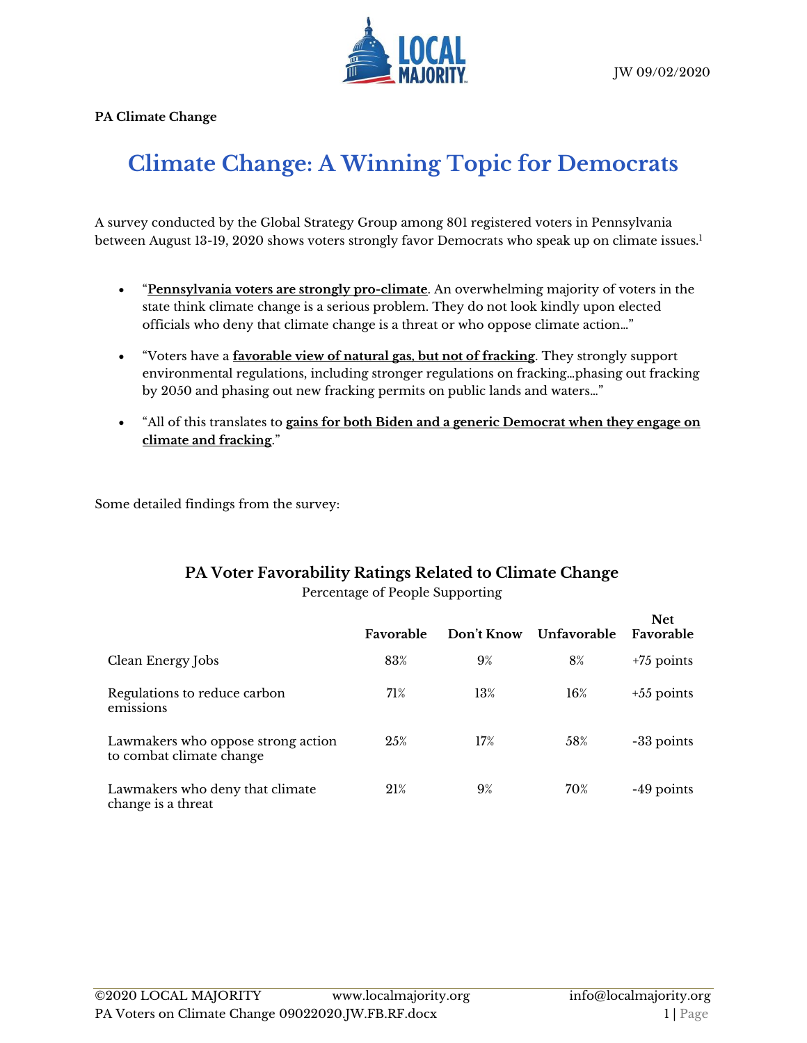JW 09/02/2020

**PA Climate Change**

# Climate Change: A Winning Topic for Democrats

A survey conducted by the Global Strategy Group among 801 registered voters in Pennsylvania between August 13-19, 2020 shows voters strongly favor Democrats who speak up on climate issues.[1]

- "**Pennsylvania voters are strongly pro-climate**. An overwhelming majority of voters in the state think climate change is a serious problem. They do not look kindly upon elected officials who deny that climate change is a threat or who oppose climate action…"
- "Voters have a **favorable view of natural gas, but not of fracking**. They strongly support environmental regulations, including stronger regulations on fracking…phasing out fracking by 2050 and phasing out new fracking permits on public lands and waters…"
- "All of this translates to **gains for both Biden and a generic Democrat when they engage on climate and fracking**."

Some detailed findings from the survey:

**PA Voter Favorability Ratings Related to Climate Change**

Percentage of People Supporting

| | Favorable | Don't Know | Unfavorable | Net Favorable |
|---|---|---|---|---|
| Clean Energy Jobs | 83% | 9% | 8% | +75 points |
| Regulations to reduce carbon emissions | 71% | 13% | 16% | +55 points |
| Lawmakers who oppose strong action to combat climate change | 25% | 17% | 58% | -33 points |
| Lawmakers who deny that climate change is a threat | 21% | 9% | 70% | -49 points |

©2020 LOCAL MAJORITY www.localmajority.org info@localmajority.org
PA Voters on Climate Change 09022020.JW.FB.RF.docx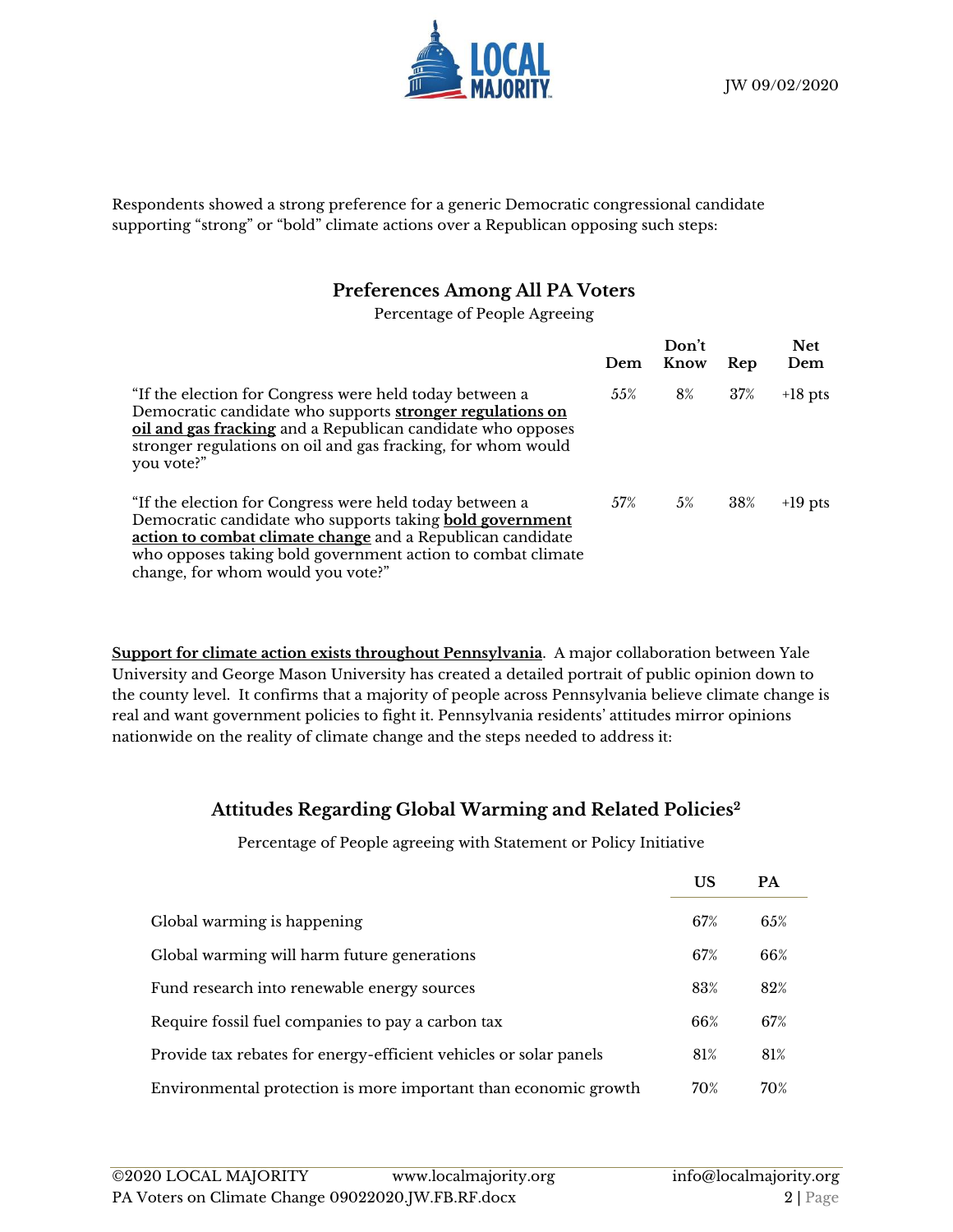Respondents showed a strong preference for a generic Democratic congressional candidate supporting "strong" or "bold" climate actions over a Republican opposing such steps:

### Preferences Among All PA Voters

Percentage of People Agreeing

| | Dem | Don't Know | Rep | Net Dem |
|---|---|---|---|---|
| "If the election for Congress were held today between a Democratic candidate who supports **stronger regulations on oil and gas fracking** and a Republican candidate who opposes stronger regulations on oil and gas fracking, for whom would you vote?" | 55% | 8% | 37% | +18 pts |
| "If the election for Congress were held today between a Democratic candidate who supports taking **bold government action to combat climate change** and a Republican candidate who opposes taking bold government action to combat climate change, for whom would you vote?" | 57% | 5% | 38% | +19 pts |

**Support for climate action exists throughout Pennsylvania**. A major collaboration between Yale University and George Mason University has created a detailed portrait of public opinion down to the county level. It confirms that a majority of people across Pennsylvania believe climate change is real and want government policies to fight it. Pennsylvania residents' attitudes mirror opinions nationwide on the reality of climate change and the steps needed to address it:

### Attitudes Regarding Global Warming and Related Policies[2]

Percentage of People agreeing with Statement or Policy Initiative

| | US | PA |
|---|---|---|
| Global warming is happening | 67% | 65% |
| Global warming will harm future generations | 67% | 66% |
| Fund research into renewable energy sources | 83% | 82% |
| Require fossil fuel companies to pay a carbon tax | 66% | 67% |
| Provide tax rebates for energy-efficient vehicles or solar panels | 81% | 81% |
| Environmental protection is more important than economic growth | 70% | 70% |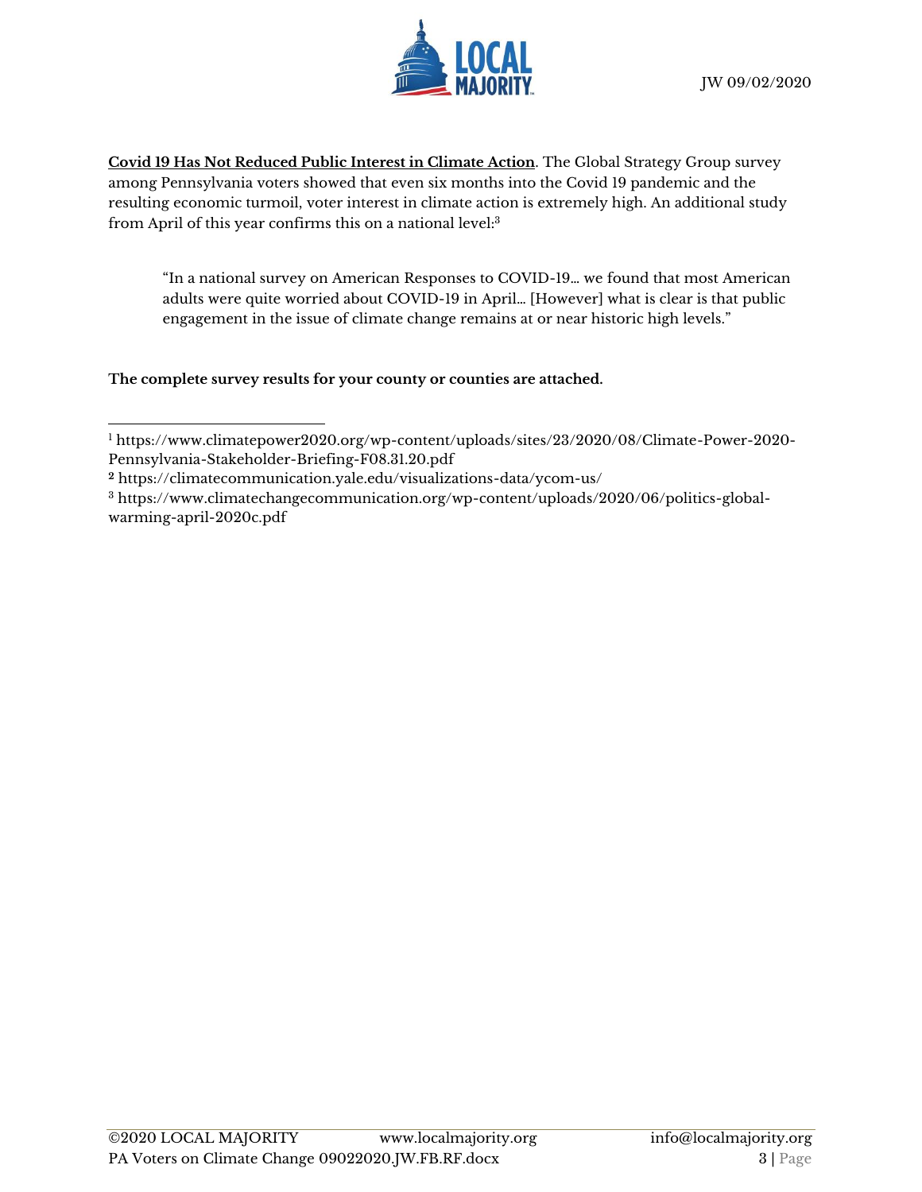**Covid 19 Has Not Reduced Public Interest in Climate Action**. The Global Strategy Group survey among Pennsylvania voters showed that even six months into the Covid 19 pandemic and the resulting economic turmoil, voter interest in climate action is extremely high. An additional study from April of this year confirms this on a national level:[3]

> "In a national survey on American Responses to COVID-19… we found that most American adults were quite worried about COVID-19 in April… [However] what is clear is that public engagement in the issue of climate change remains at or near historic high levels."

**The complete survey results for your county or counties are attached.**

---

[1] https://www.climatepower2020.org/wp-content/uploads/sites/23/2020/08/Climate-Power-2020-Pennsylvania-Stakeholder-Briefing-F08.31.20.pdf

[2] https://climatecommunication.yale.edu/visualizations-data/ycom-us/

[3] https://www.climatechangecommunication.org/wp-content/uploads/2020/06/politics-global-warming-april-2020c.pdf